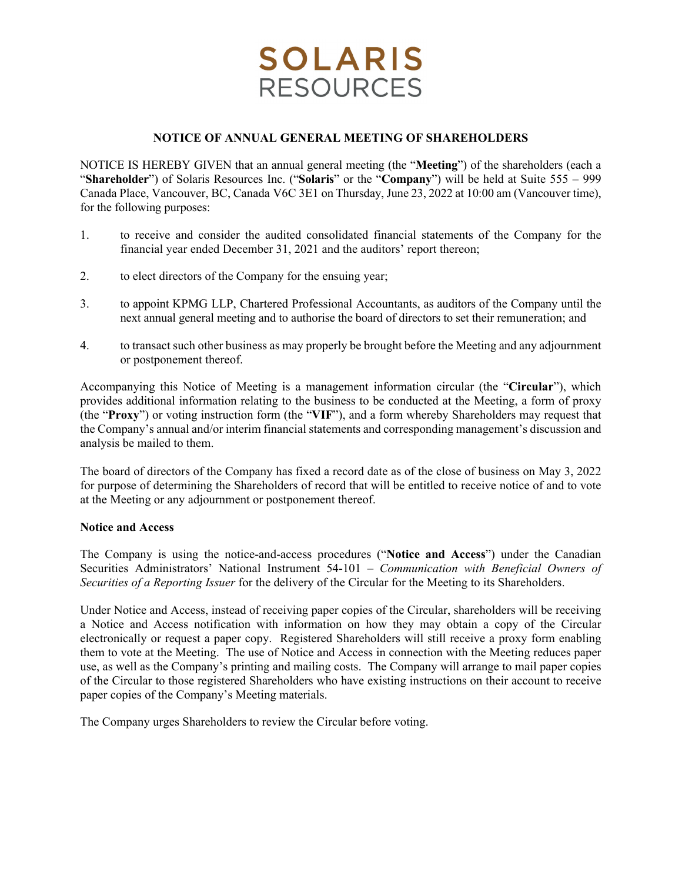# SOLARIS RESOURCES

## NOTICE OF ANNUAL GENERAL MEETING OF SHAREHOLDERS

NOTICE IS HEREBY GIVEN that an annual general meeting (the "**Meeting**") of the shareholders (each a "**Shareholder**") of Solaris Resources Inc. ("**Solaris**" or the "**Company**") will be held at Suite 555 – 999 Canada Place, Vancouver, BC, Canada V6C 3E1 on Thursday, June 23, 2022 at 10:00 am (Vancouver time), for the following purposes:

1. to receive and consider the audited consolidated financial statements of the Company for the financial year ended December 31, 2021 and the auditors' report thereon;
2. to elect directors of the Company for the ensuing year;
3. to appoint KPMG LLP, Chartered Professional Accountants, as auditors of the Company until the next annual general meeting and to authorise the board of directors to set their remuneration; and
4. to transact such other business as may properly be brought before the Meeting and any adjournment or postponement thereof.

Accompanying this Notice of Meeting is a management information circular (the "**Circular**"), which provides additional information relating to the business to be conducted at the Meeting, a form of proxy (the "**Proxy**") or voting instruction form (the "**VIF**"), and a form whereby Shareholders may request that the Company's annual and/or interim financial statements and corresponding management's discussion and analysis be mailed to them.

The board of directors of the Company has fixed a record date as of the close of business on May 3, 2022 for purpose of determining the Shareholders of record that will be entitled to receive notice of and to vote at the Meeting or any adjournment or postponement thereof.

**Notice and Access**

The Company is using the notice-and-access procedures ("**Notice and Access**") under the Canadian Securities Administrators' National Instrument 54-101 – *Communication with Beneficial Owners of Securities of a Reporting Issuer* for the delivery of the Circular for the Meeting to its Shareholders.

Under Notice and Access, instead of receiving paper copies of the Circular, shareholders will be receiving a Notice and Access notification with information on how they may obtain a copy of the Circular electronically or request a paper copy. Registered Shareholders will still receive a proxy form enabling them to vote at the Meeting. The use of Notice and Access in connection with the Meeting reduces paper use, as well as the Company's printing and mailing costs. The Company will arrange to mail paper copies of the Circular to those registered Shareholders who have existing instructions on their account to receive paper copies of the Company's Meeting materials.

The Company urges Shareholders to review the Circular before voting.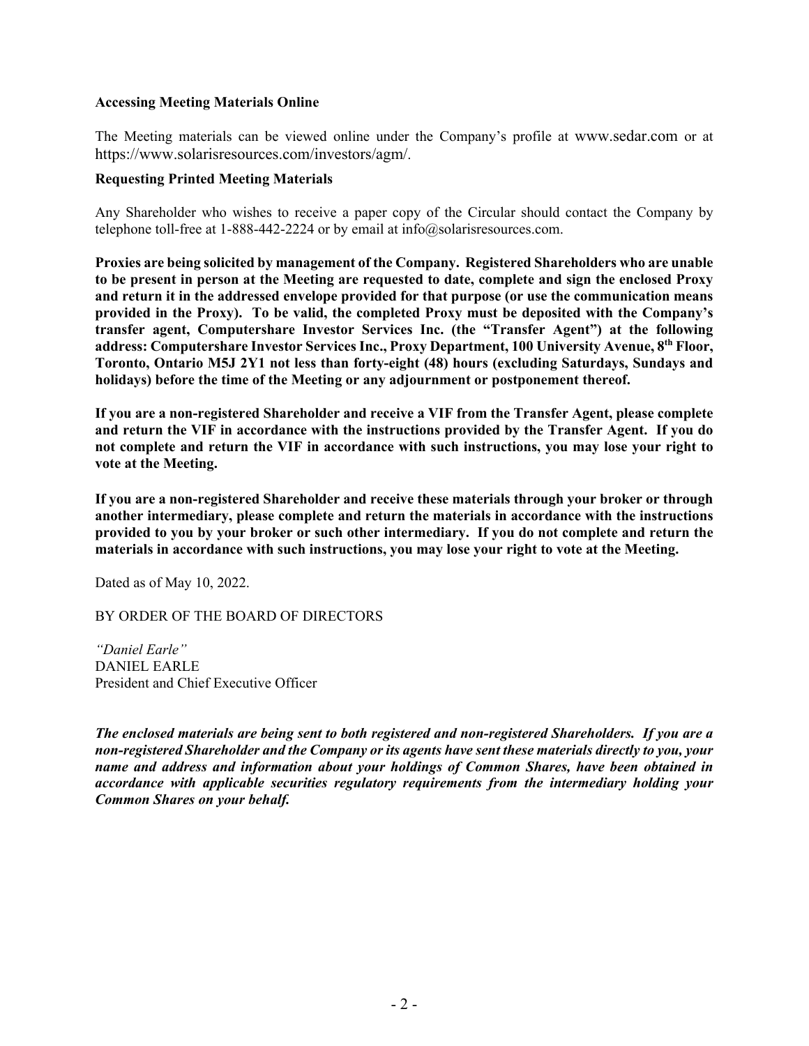**Accessing Meeting Materials Online**

The Meeting materials can be viewed online under the Company's profile at www.sedar.com or at https://www.solarisresources.com/investors/agm/.

**Requesting Printed Meeting Materials**

Any Shareholder who wishes to receive a paper copy of the Circular should contact the Company by telephone toll-free at 1-888-442-2224 or by email at info@solarisresources.com.

**Proxies are being solicited by management of the Company. Registered Shareholders who are unable to be present in person at the Meeting are requested to date, complete and sign the enclosed Proxy and return it in the addressed envelope provided for that purpose (or use the communication means provided in the Proxy). To be valid, the completed Proxy must be deposited with the Company's transfer agent, Computershare Investor Services Inc. (the "Transfer Agent") at the following address: Computershare Investor Services Inc., Proxy Department, 100 University Avenue, 8th Floor, Toronto, Ontario M5J 2Y1 not less than forty-eight (48) hours (excluding Saturdays, Sundays and holidays) before the time of the Meeting or any adjournment or postponement thereof.**

**If you are a non-registered Shareholder and receive a VIF from the Transfer Agent, please complete and return the VIF in accordance with the instructions provided by the Transfer Agent. If you do not complete and return the VIF in accordance with such instructions, you may lose your right to vote at the Meeting.**

**If you are a non-registered Shareholder and receive these materials through your broker or through another intermediary, please complete and return the materials in accordance with the instructions provided to you by your broker or such other intermediary. If you do not complete and return the materials in accordance with such instructions, you may lose your right to vote at the Meeting.**

Dated as of May 10, 2022.

BY ORDER OF THE BOARD OF DIRECTORS

*"Daniel Earle"*
DANIEL EARLE
President and Chief Executive Officer

***The enclosed materials are being sent to both registered and non-registered Shareholders. If you are a non-registered Shareholder and the Company or its agents have sent these materials directly to you, your name and address and information about your holdings of Common Shares, have been obtained in accordance with applicable securities regulatory requirements from the intermediary holding your Common Shares on your behalf.***